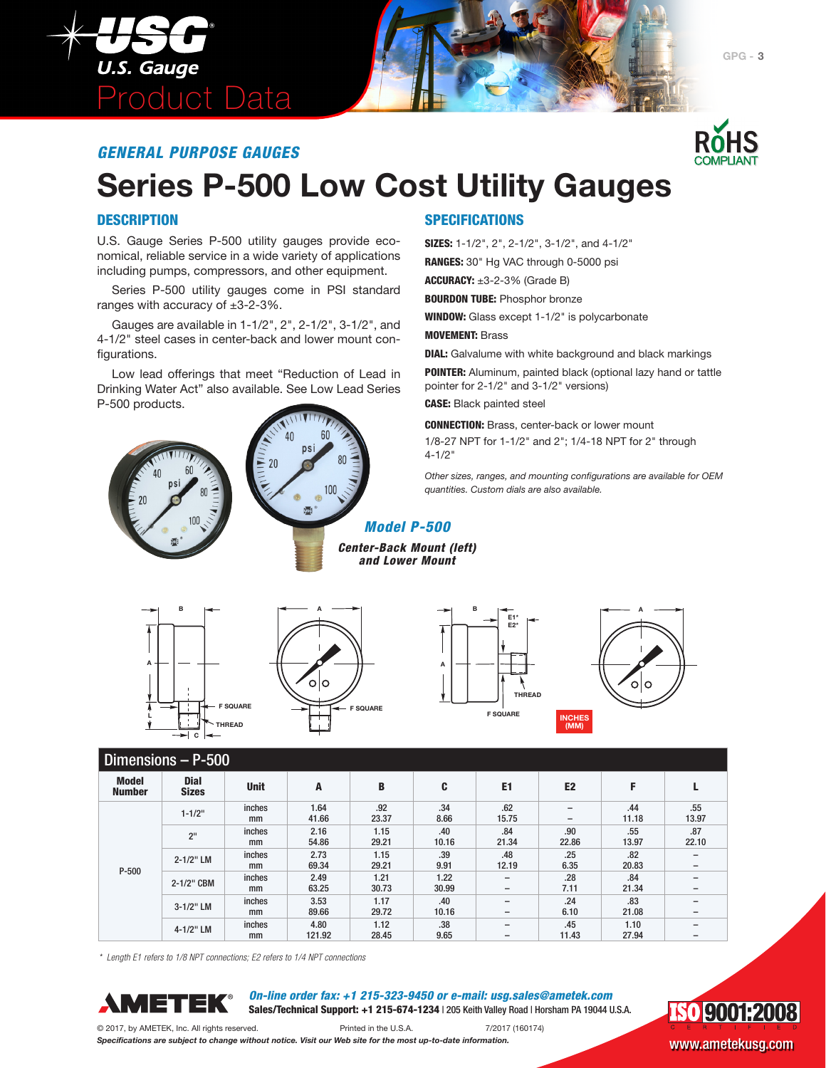U.S. Gauge

Product Data

*GENERAL PURPOSE GAUGES*

# Series P-500 Low Cost Utility Gauges

## DESCRIPTION

U.S. Gauge Series P-500 utility gauges provide economical, reliable service in a wide variety of applications including pumps, compressors, and other equipment.

Series P-500 utility gauges come in PSI standard ranges with accuracy of ±3-2-3%.

Gauges are available in 1-1/2", 2", 2-1/2", 3-1/2", and 4-1/2" steel cases in center-back and lower mount configurations.

Low lead offerings that meet "Reduction of Lead in Drinking Water Act" also available. See Low Lead Series P-500 products.

## SPECIFICATIONS

**SIZES:** 1-1/2", 2", 2-1/2", 3-1/2", and 4-1/2"

**RANGES:** 30" Hg VAC through 0-5000 psi

**ACCURACY:** ±3-2-3% (Grade B)

**BOURDON TUBE:** Phosphor bronze

**WINDOW:** Glass except 1-1/2" is polycarbonate

**MOVEMENT:** Brass

**DIAL:** Galvalume with white background and black markings

**POINTER:** Aluminum, painted black (optional lazy hand or tattle pointer for 2-1/2" and 3-1/2" versions)

**CASE:** Black painted steel

**CONNECTION:** Brass, center-back or lower mount
1/8-27 NPT for 1-1/2" and 2"; 1/4-18 NPT for 2" through 4-1/2"

*Other sizes, ranges, and mounting configurations are available for OEM quantities. Custom dials are also available.*

***Model P-500***

***Center-Back Mount (left) and Lower Mount***

INCHES (MM)

## Dimensions – P-500

| Model Number | Dial Sizes | Unit | A | B | C | E1 | E2 | F | L |
|---|---|---|---|---|---|---|---|---|---|
| P-500 | 1-1/2" | inches | 1.64 | .92 | .34 | .62 | – | .44 | .55 |
| | | mm | 41.66 | 23.37 | 8.66 | 15.75 | – | 11.18 | 13.97 |
| | 2" | inches | 2.16 | 1.15 | .40 | .84 | .90 | .55 | .87 |
| | | mm | 54.86 | 29.21 | 10.16 | 21.34 | 22.86 | 13.97 | 22.10 |
| | 2-1/2" LM | inches | 2.73 | 1.15 | .39 | .48 | .25 | .82 | – |
| | | mm | 69.34 | 29.21 | 9.91 | 12.19 | 6.35 | 20.83 | – |
| | 2-1/2" CBM | inches | 2.49 | 1.21 | 1.22 | – | .28 | .84 | – |
| | | mm | 63.25 | 30.73 | 30.99 | – | 7.11 | 21.34 | – |
| | 3-1/2" LM | inches | 3.53 | 1.17 | .40 | – | .24 | .83 | – |
| | | mm | 89.66 | 29.72 | 10.16 | – | 6.10 | 21.08 | – |
| | 4-1/2" LM | inches | 4.80 | 1.12 | .38 | – | .45 | 1.10 | – |
| | | mm | 121.92 | 28.45 | 9.65 | – | 11.43 | 27.94 | – |

*\* Length E1 refers to 1/8 NPT connections; E2 refers to 1/4 NPT connections*

AMETEK®

***On-line order fax: +1 215-323-9450 or e-mail: usg.sales@ametek.com***
**Sales/Technical Support: +1 215-674-1234** | 205 Keith Valley Road | Horsham PA 19044 U.S.A.

© 2017, by AMETEK, Inc. All rights reserved. Printed in the U.S.A. 7/2017 (160174)

***Specifications are subject to change without notice. Visit our Web site for the most up-to-date information.***

ISO 9001:2008 CERTIFIED

www.ametekusg.com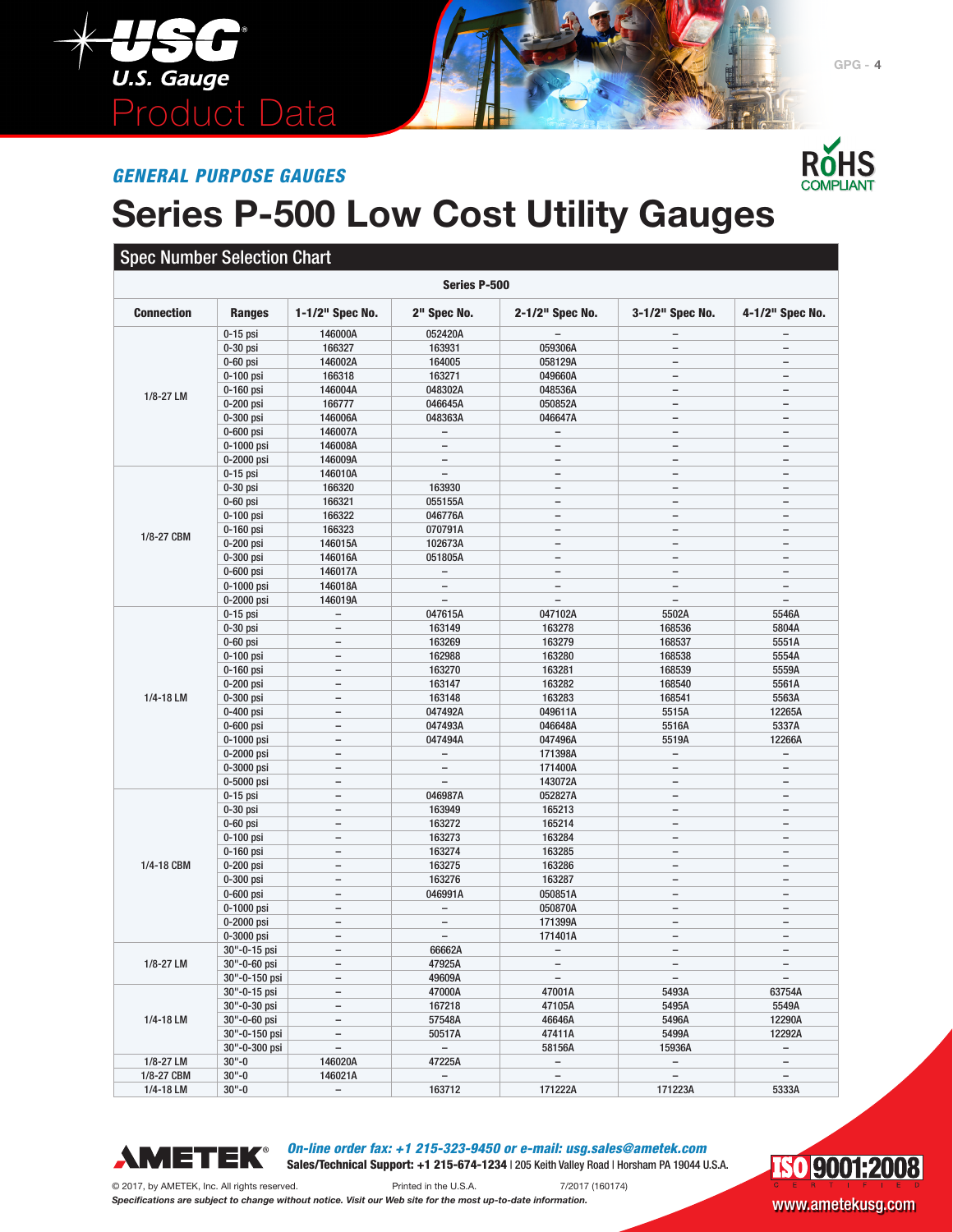U.S. Gauge
Product Data

*GENERAL PURPOSE GAUGES*

RoHS COMPLIANT

# Series P-500 Low Cost Utility Gauges

## Spec Number Selection Chart

| Series P-500 | | | | | | |
|---|---|---|---|---|---|---|
| **Connection** | **Ranges** | **1-1/2" Spec No.** | **2" Spec No.** | **2-1/2" Spec No.** | **3-1/2" Spec No.** | **4-1/2" Spec No.** |
| 1/8-27 LM | 0-15 psi | 146000A | 052420A | – | – | – |
| | 0-30 psi | 166327 | 163931 | 059306A | – | – |
| | 0-60 psi | 146002A | 164005 | 058129A | – | – |
| | 0-100 psi | 166318 | 163271 | 049660A | – | – |
| | 0-160 psi | 146004A | 048302A | 048536A | – | – |
| | 0-200 psi | 166777 | 046645A | 050852A | – | – |
| | 0-300 psi | 146006A | 048363A | 046647A | – | – |
| | 0-600 psi | 146007A | – | – | – | – |
| | 0-1000 psi | 146008A | – | – | – | – |
| | 0-2000 psi | 146009A | – | – | – | – |
| 1/8-27 CBM | 0-15 psi | 146010A | – | – | – | – |
| | 0-30 psi | 166320 | 163930 | – | – | – |
| | 0-60 psi | 166321 | 055155A | – | – | – |
| | 0-100 psi | 166322 | 046776A | – | – | – |
| | 0-160 psi | 166323 | 070791A | – | – | – |
| | 0-200 psi | 146015A | 102673A | – | – | – |
| | 0-300 psi | 146016A | 051805A | – | – | – |
| | 0-600 psi | 146017A | – | – | – | – |
| | 0-1000 psi | 146018A | – | – | – | – |
| | 0-2000 psi | 146019A | – | – | – | – |
| 1/4-18 LM | 0-15 psi | – | 047615A | 047102A | 5502A | 5546A |
| | 0-30 psi | – | 163149 | 163278 | 168536 | 5804A |
| | 0-60 psi | – | 163269 | 163279 | 168537 | 5551A |
| | 0-100 psi | – | 162988 | 163280 | 168538 | 5554A |
| | 0-160 psi | – | 163270 | 163281 | 168539 | 5559A |
| | 0-200 psi | – | 163147 | 163282 | 168540 | 5561A |
| | 0-300 psi | – | 163148 | 163283 | 168541 | 5563A |
| | 0-400 psi | – | 047492A | 049611A | 5515A | 12265A |
| | 0-600 psi | – | 047493A | 046648A | 5516A | 5337A |
| | 0-1000 psi | – | 047494A | 047496A | 5519A | 12266A |
| | 0-2000 psi | – | – | 171398A | – | – |
| | 0-3000 psi | – | – | 171400A | – | – |
| | 0-5000 psi | – | – | 143072A | – | – |
| 1/4-18 CBM | 0-15 psi | – | 046987A | 052827A | – | – |
| | 0-30 psi | – | 163949 | 165213 | – | – |
| | 0-60 psi | – | 163272 | 165214 | – | – |
| | 0-100 psi | – | 163273 | 163284 | – | – |
| | 0-160 psi | – | 163274 | 163285 | – | – |
| | 0-200 psi | – | 163275 | 163286 | – | – |
| | 0-300 psi | – | 163276 | 163287 | – | – |
| | 0-600 psi | – | 046991A | 050851A | – | – |
| | 0-1000 psi | – | – | 050870A | – | – |
| | 0-2000 psi | – | – | 171399A | – | – |
| | 0-3000 psi | – | – | 171401A | – | – |
| 1/8-27 LM | 30"-0-15 psi | – | 66662A | – | – | – |
| | 30"-0-60 psi | – | 47925A | – | – | – |
| | 30"-0-150 psi | – | 49609A | – | – | – |
| 1/4-18 LM | 30"-0-15 psi | – | 47000A | 47001A | 5493A | 63754A |
| | 30"-0-30 psi | – | 167218 | 47105A | 5495A | 5549A |
| | 30"-0-60 psi | – | 57548A | 46646A | 5496A | 12290A |
| | 30"-0-150 psi | – | 50517A | 47411A | 5499A | 12292A |
| | 30"-0-300 psi | – | – | 58156A | 15936A | – |
| 1/8-27 LM | 30"-0 | 146020A | 47225A | – | – | – |
| 1/8-27 CBM | 30"-0 | 146021A | – | – | – | – |
| 1/4-18 LM | 30"-0 | – | 163712 | 171222A | 171223A | 5333A |

AMETEK®

***On-line order fax: +1 215-323-9450 or e-mail: usg.sales@ametek.com***
**Sales/Technical Support: +1 215-674-1234** | 205 Keith Valley Road | Horsham PA 19044 U.S.A.

© 2017, by AMETEK, Inc. All rights reserved. Printed in the U.S.A. 7/2017 (160174)

***Specifications are subject to change without notice. Visit our Web site for the most up-to-date information.***

ISO 9001:2008 CERTIFIED

www.ametekusg.com